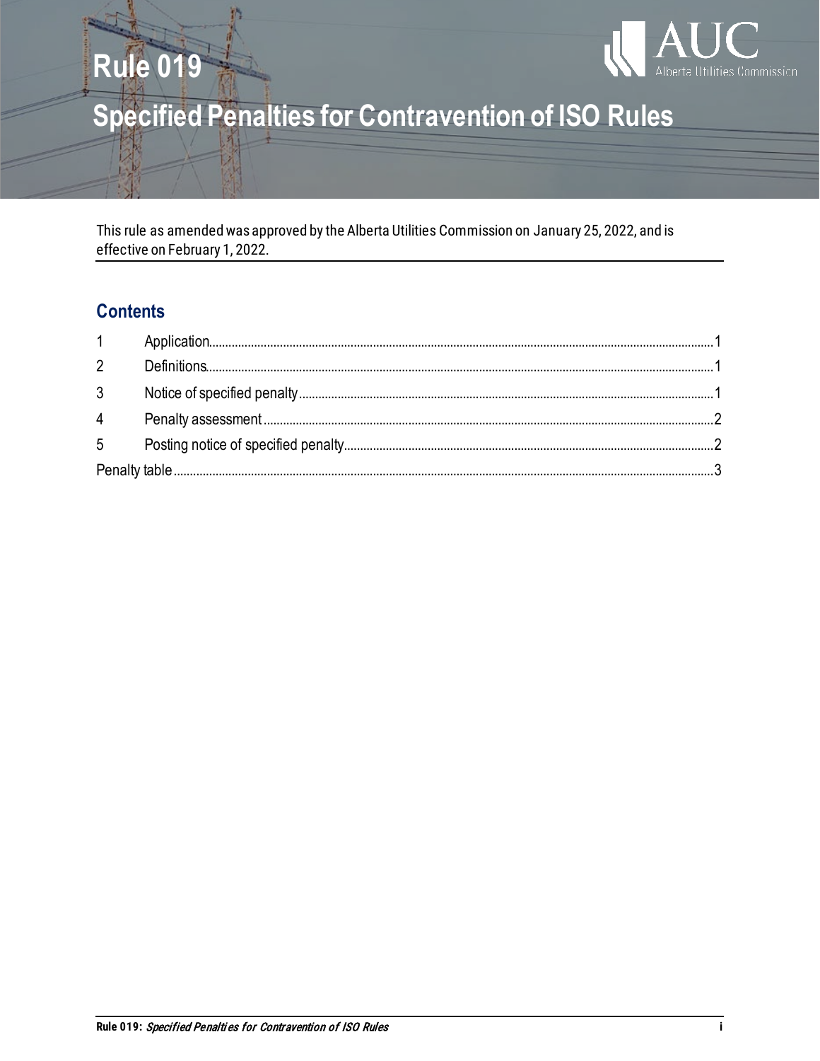# Rule 019

# Specified Penalties for Contravention of ISO Rules

This rule as amended was approved by the Alberta Utilities Commission on January 25, 2022, and is effective on February 1, 2022.

## Contents

1 Application....1

2 Definitions....1

3 Notice of specified penalty....1

4 Penalty assessment....2

5 Posting notice of specified penalty....2

Penalty table....3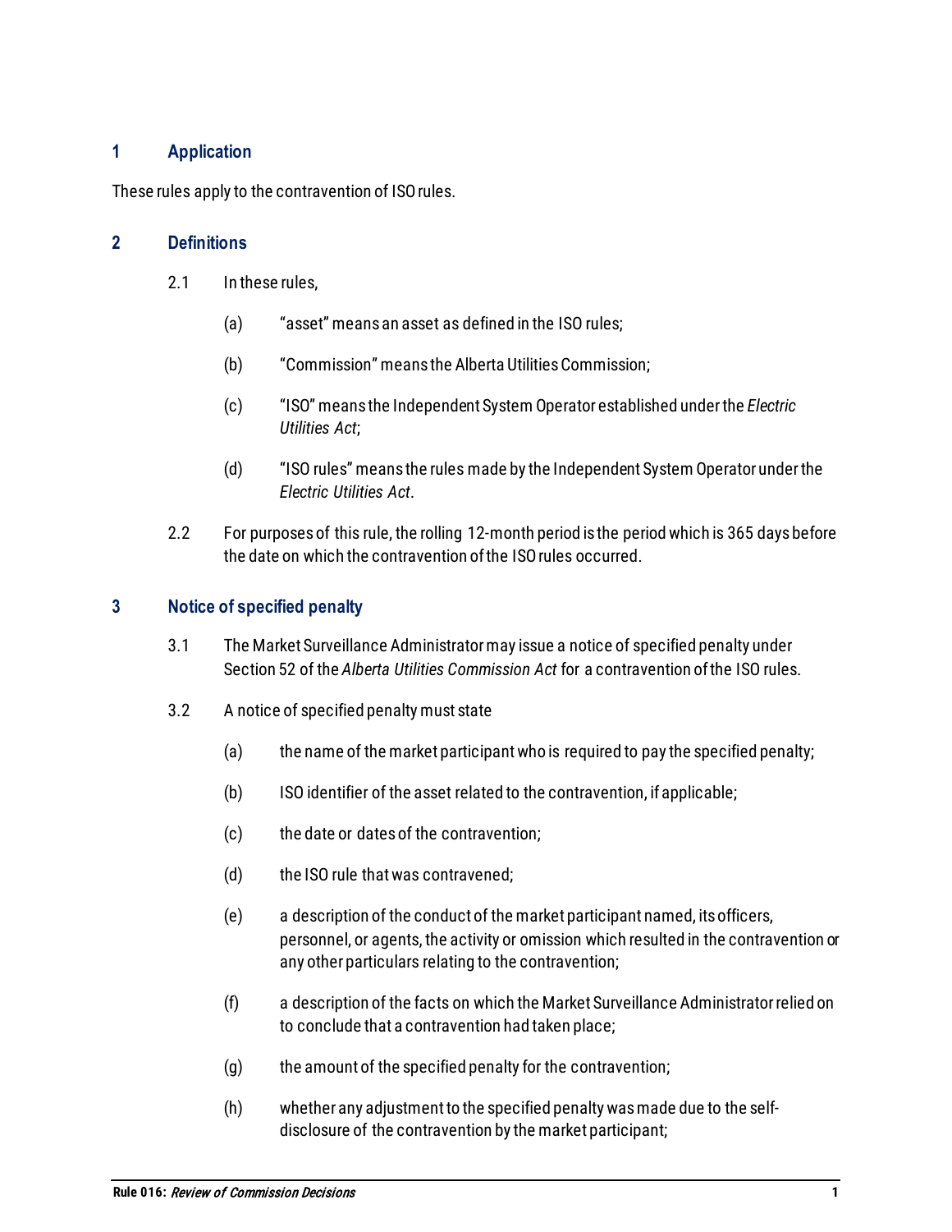## 1 Application

These rules apply to the contravention of ISO rules.

## 2 Definitions

2.1 In these rules,

(a) "asset" means an asset as defined in the ISO rules;

(b) "Commission" means the Alberta Utilities Commission;

(c) "ISO" means the Independent System Operator established under the *Electric Utilities Act*;

(d) "ISO rules" means the rules made by the Independent System Operator under the *Electric Utilities Act*.

2.2 For purposes of this rule, the rolling 12-month period is the period which is 365 days before the date on which the contravention of the ISO rules occurred.

## 3 Notice of specified penalty

3.1 The Market Surveillance Administrator may issue a notice of specified penalty under Section 52 of the *Alberta Utilities Commission Act* for a contravention of the ISO rules.

3.2 A notice of specified penalty must state

(a) the name of the market participant who is required to pay the specified penalty;

(b) ISO identifier of the asset related to the contravention, if applicable;

(c) the date or dates of the contravention;

(d) the ISO rule that was contravened;

(e) a description of the conduct of the market participant named, its officers, personnel, or agents, the activity or omission which resulted in the contravention or any other particulars relating to the contravention;

(f) a description of the facts on which the Market Surveillance Administrator relied on to conclude that a contravention had taken place;

(g) the amount of the specified penalty for the contravention;

(h) whether any adjustment to the specified penalty was made due to the self-disclosure of the contravention by the market participant;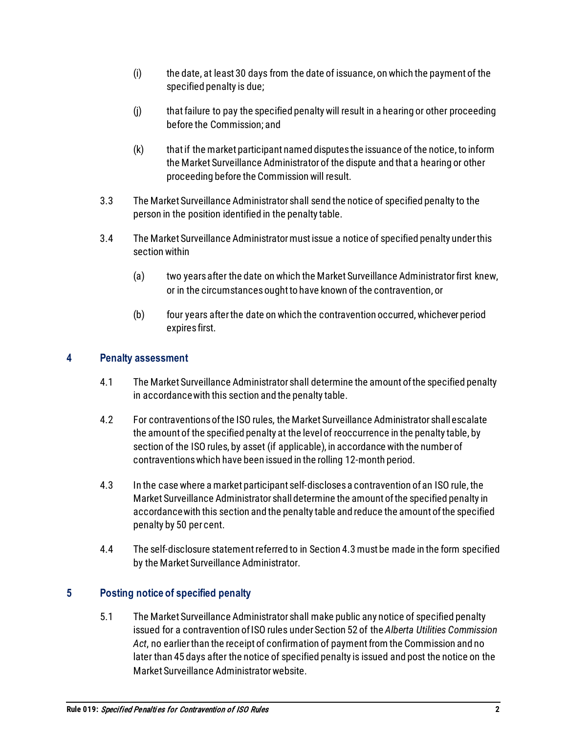(i) the date, at least 30 days from the date of issuance, on which the payment of the specified penalty is due;

(j) that failure to pay the specified penalty will result in a hearing or other proceeding before the Commission; and

(k) that if the market participant named disputes the issuance of the notice, to inform the Market Surveillance Administrator of the dispute and that a hearing or other proceeding before the Commission will result.

3.3 The Market Surveillance Administrator shall send the notice of specified penalty to the person in the position identified in the penalty table.

3.4 The Market Surveillance Administrator must issue a notice of specified penalty under this section within

(a) two years after the date on which the Market Surveillance Administrator first knew, or in the circumstances ought to have known of the contravention, or

(b) four years after the date on which the contravention occurred, whichever period expires first.

## 4 Penalty assessment

4.1 The Market Surveillance Administrator shall determine the amount of the specified penalty in accordance with this section and the penalty table.

4.2 For contraventions of the ISO rules, the Market Surveillance Administrator shall escalate the amount of the specified penalty at the level of reoccurrence in the penalty table, by section of the ISO rules, by asset (if applicable), in accordance with the number of contraventions which have been issued in the rolling 12-month period.

4.3 In the case where a market participant self-discloses a contravention of an ISO rule, the Market Surveillance Administrator shall determine the amount of the specified penalty in accordance with this section and the penalty table and reduce the amount of the specified penalty by 50 per cent.

4.4 The self-disclosure statement referred to in Section 4.3 must be made in the form specified by the Market Surveillance Administrator.

## 5 Posting notice of specified penalty

5.1 The Market Surveillance Administrator shall make public any notice of specified penalty issued for a contravention of ISO rules under Section 52 of the *Alberta Utilities Commission Act*, no earlier than the receipt of confirmation of payment from the Commission and no later than 45 days after the notice of specified penalty is issued and post the notice on the Market Surveillance Administrator website.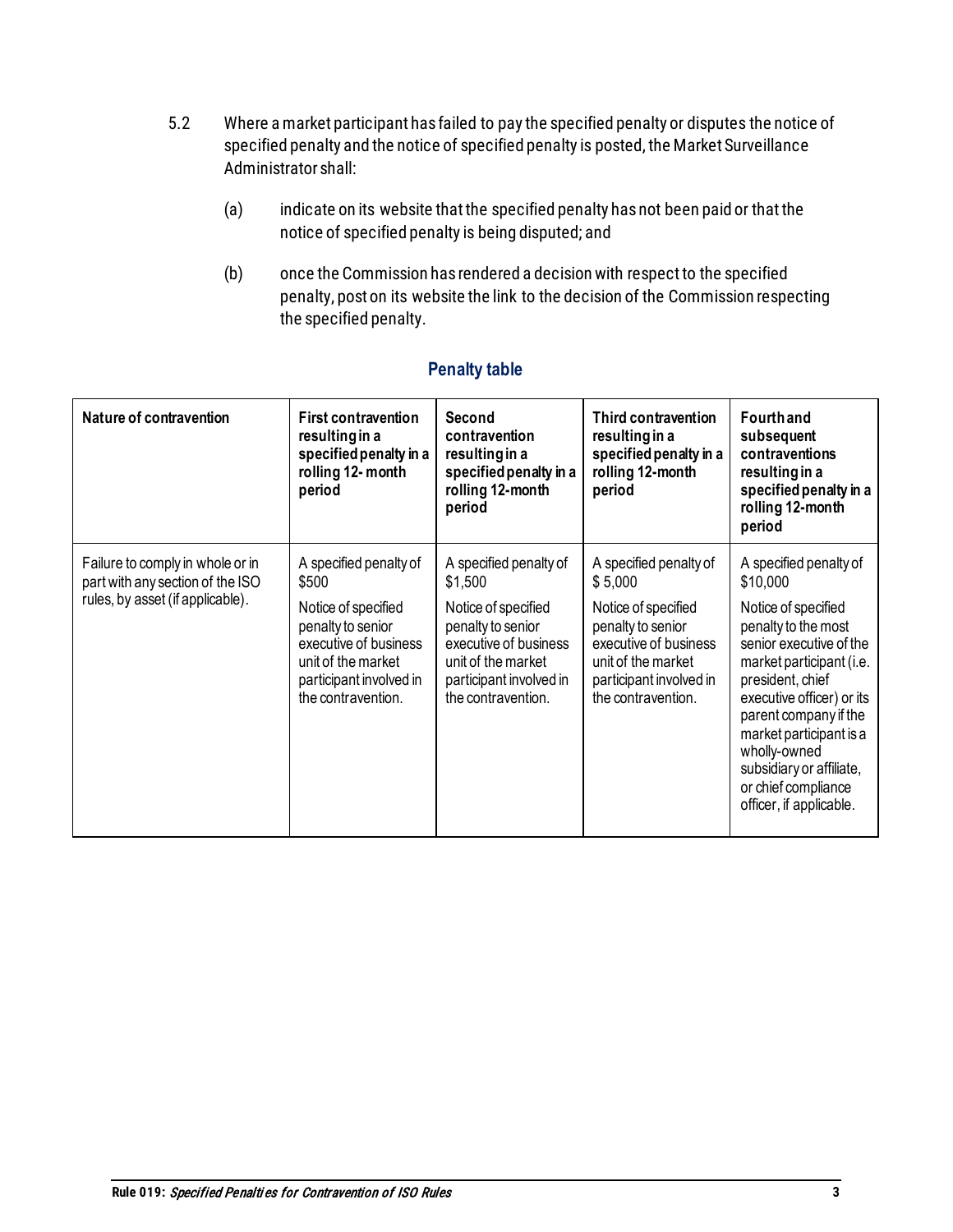5.2 Where a market participant has failed to pay the specified penalty or disputes the notice of specified penalty and the notice of specified penalty is posted, the Market Surveillance Administrator shall:

(a) indicate on its website that the specified penalty has not been paid or that the notice of specified penalty is being disputed; and

(b) once the Commission has rendered a decision with respect to the specified penalty, post on its website the link to the decision of the Commission respecting the specified penalty.

## Penalty table

| Nature of contravention | First contravention resulting in a specified penalty in a rolling 12- month period | Second contravention resulting in a specified penalty in a rolling 12-month period | Third contravention resulting in a specified penalty in a rolling 12-month period | Fourth and subsequent contraventions resulting in a specified penalty in a rolling 12-month period |
|---|---|---|---|---|
| Failure to comply in whole or in part with any section of the ISO rules, by asset (if applicable). | A specified penalty of $500<br><br>Notice of specified penalty to senior executive of business unit of the market participant involved in the contravention. | A specified penalty of $1,500<br><br>Notice of specified penalty to senior executive of business unit of the market participant involved in the contravention. | A specified penalty of $ 5,000<br><br>Notice of specified penalty to senior executive of business unit of the market participant involved in the contravention. | A specified penalty of $10,000<br><br>Notice of specified penalty to the most senior executive of the market participant (i.e. president, chief executive officer) or its parent company if the market participant is a wholly-owned subsidiary or affiliate, or chief compliance officer, if applicable. |